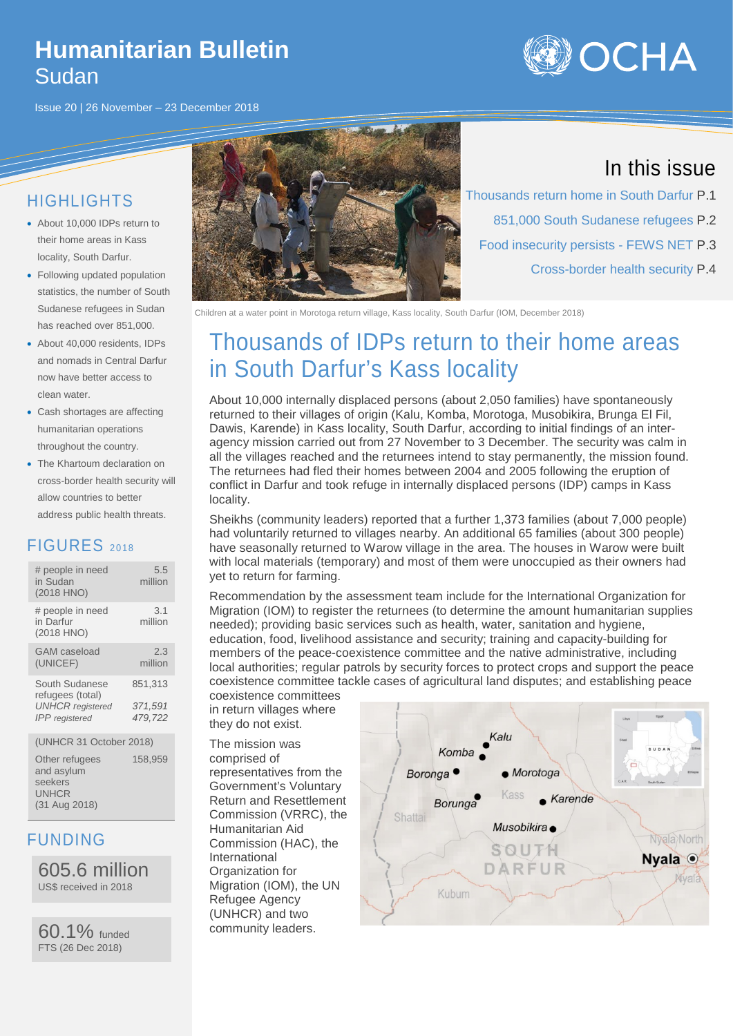# Humanitarian Bulletin
## Sudan

Issue 20 | 26 November – 23 December 2018

## In this issue

Thousands return home in South Darfur P.1

851,000 South Sudanese refugees P.2

Food insecurity persists - FEWS NET P.3

Cross-border health security P.4

## HIGHLIGHTS

- About 10,000 IDPs return to their home areas in Kass locality, South Darfur.
- Following updated population statistics, the number of South Sudanese refugees in Sudan has reached over 851,000.
- About 40,000 residents, IDPs and nomads in Central Darfur now have better access to clean water.
- Cash shortages are affecting humanitarian operations throughout the country.
- The Khartoum declaration on cross-border health security will allow countries to better address public health threats.

## FIGURES 2018

| | |
|---|---|
| # people in need in Sudan (2018 HNO) | 5.5 million |
| # people in need in Darfur (2018 HNO) | 3.1 million |
| GAM caseload (UNICEF) | 2.3 million |
| South Sudanese refugees (total) | 851,313 |
| *UNHCR registered* | *371,591* |
| *IPP registered* | *479,722* |
| (UNHCR 31 October 2018) | |
| Other refugees and asylum seekers UNHCR (31 Aug 2018) | 158,959 |

## FUNDING

**605.6 million**
US$ received in 2018

**60.1%** funded
FTS (26 Dec 2018)

Children at a water point in Morotoga return village, Kass locality, South Darfur (IOM, December 2018)

# Thousands of IDPs return to their home areas in South Darfur's Kass locality

About 10,000 internally displaced persons (about 2,050 families) have spontaneously returned to their villages of origin (Kalu, Komba, Morotoga, Musobikira, Brunga El Fil, Dawis, Karende) in Kass locality, South Darfur, according to initial findings of an inter-agency mission carried out from 27 November to 3 December. The security was calm in all the villages reached and the returnees intend to stay permanently, the mission found. The returnees had fled their homes between 2004 and 2005 following the eruption of conflict in Darfur and took refuge in internally displaced persons (IDP) camps in Kass locality.

Sheikhs (community leaders) reported that a further 1,373 families (about 7,000 people) had voluntarily returned to villages nearby. An additional 65 families (about 300 people) have seasonally returned to Warow village in the area. The houses in Warow were built with local materials (temporary) and most of them were unoccupied as their owners had yet to return for farming.

Recommendation by the assessment team include for the International Organization for Migration (IOM) to register the returnees (to determine the amount humanitarian supplies needed); providing basic services such as health, water, sanitation and hygiene, education, food, livelihood assistance and security; training and capacity-building for members of the peace-coexistence committee and the native administrative, including local authorities; regular patrols by security forces to protect crops and support the peace coexistence committee tackle cases of agricultural land disputes; and establishing peace coexistence committees in return villages where they do not exist.

The mission was comprised of representatives from the Government's Voluntary Return and Resettlement Commission (VRRC), the Humanitarian Aid Commission (HAC), the International Organization for Migration (IOM), the UN Refugee Agency (UNHCR) and two community leaders.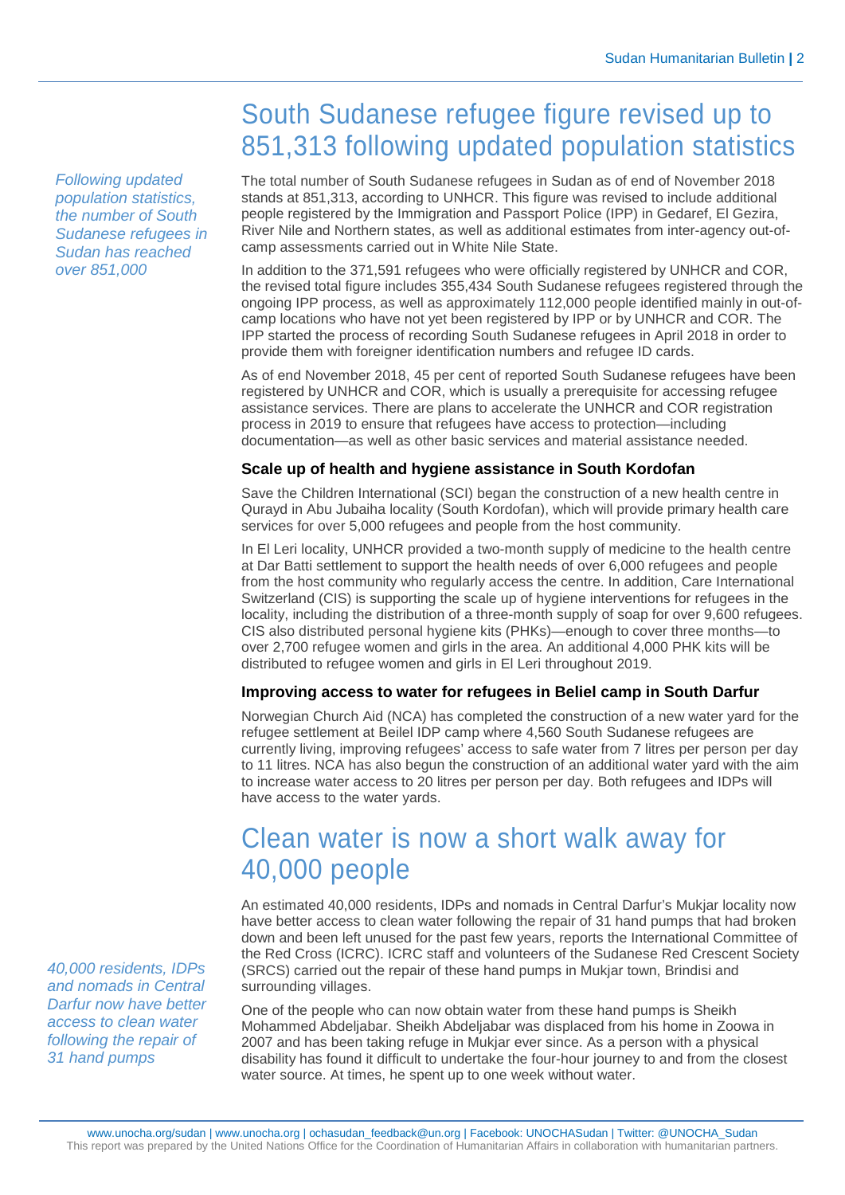# South Sudanese refugee figure revised up to 851,313 following updated population statistics

*Following updated population statistics, the number of South Sudanese refugees in Sudan has reached over 851,000*

The total number of South Sudanese refugees in Sudan as of end of November 2018 stands at 851,313, according to UNHCR. This figure was revised to include additional people registered by the Immigration and Passport Police (IPP) in Gedaref, El Gezira, River Nile and Northern states, as well as additional estimates from inter-agency out-of-camp assessments carried out in White Nile State.

In addition to the 371,591 refugees who were officially registered by UNHCR and COR, the revised total figure includes 355,434 South Sudanese refugees registered through the ongoing IPP process, as well as approximately 112,000 people identified mainly in out-of-camp locations who have not yet been registered by IPP or by UNHCR and COR. The IPP started the process of recording South Sudanese refugees in April 2018 in order to provide them with foreigner identification numbers and refugee ID cards.

As of end November 2018, 45 per cent of reported South Sudanese refugees have been registered by UNHCR and COR, which is usually a prerequisite for accessing refugee assistance services. There are plans to accelerate the UNHCR and COR registration process in 2019 to ensure that refugees have access to protection—including documentation—as well as other basic services and material assistance needed.

### Scale up of health and hygiene assistance in South Kordofan

Save the Children International (SCI) began the construction of a new health centre in Qurayd in Abu Jubaiha locality (South Kordofan), which will provide primary health care services for over 5,000 refugees and people from the host community.

In El Leri locality, UNHCR provided a two-month supply of medicine to the health centre at Dar Batti settlement to support the health needs of over 6,000 refugees and people from the host community who regularly access the centre. In addition, Care International Switzerland (CIS) is supporting the scale up of hygiene interventions for refugees in the locality, including the distribution of a three-month supply of soap for over 9,600 refugees. CIS also distributed personal hygiene kits (PHKs)—enough to cover three months—to over 2,700 refugee women and girls in the area. An additional 4,000 PHK kits will be distributed to refugee women and girls in El Leri throughout 2019.

### Improving access to water for refugees in Beliel camp in South Darfur

Norwegian Church Aid (NCA) has completed the construction of a new water yard for the refugee settlement at Beilel IDP camp where 4,560 South Sudanese refugees are currently living, improving refugees' access to safe water from 7 litres per person per day to 11 litres. NCA has also begun the construction of an additional water yard with the aim to increase water access to 20 litres per person per day. Both refugees and IDPs will have access to the water yards.

# Clean water is now a short walk away for 40,000 people

*40,000 residents, IDPs and nomads in Central Darfur now have better access to clean water following the repair of 31 hand pumps*

An estimated 40,000 residents, IDPs and nomads in Central Darfur's Mukjar locality now have better access to clean water following the repair of 31 hand pumps that had broken down and been left unused for the past few years, reports the International Committee of the Red Cross (ICRC). ICRC staff and volunteers of the Sudanese Red Crescent Society (SRCS) carried out the repair of these hand pumps in Mukjar town, Brindisi and surrounding villages.

One of the people who can now obtain water from these hand pumps is Sheikh Mohammed Abdeljabar. Sheikh Abdeljabar was displaced from his home in Zoowa in 2007 and has been taking refuge in Mukjar ever since. As a person with a physical disability has found it difficult to undertake the four-hour journey to and from the closest water source. At times, he spent up to one week without water.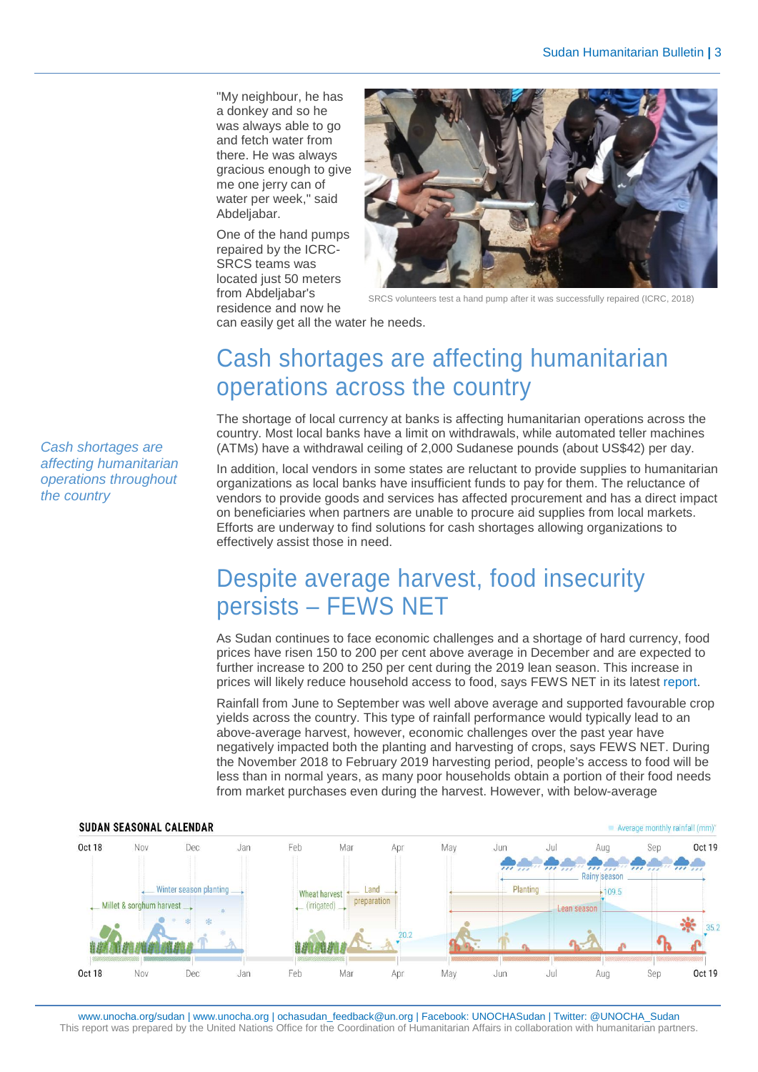"My neighbour, he has a donkey and so he was always able to go and fetch water from there. He was always gracious enough to give me one jerry can of water per week," said Abdeljabar.

One of the hand pumps repaired by the ICRC-SRCS teams was located just 50 meters from Abdeljabar's residence and now he can easily get all the water he needs.

SRCS volunteers test a hand pump after it was successfully repaired (ICRC, 2018)

## Cash shortages are affecting humanitarian operations across the country

*Cash shortages are affecting humanitarian operations throughout the country*

The shortage of local currency at banks is affecting humanitarian operations across the country. Most local banks have a limit on withdrawals, while automated teller machines (ATMs) have a withdrawal ceiling of 2,000 Sudanese pounds (about US$42) per day.

In addition, local vendors in some states are reluctant to provide supplies to humanitarian organizations as local banks have insufficient funds to pay for them. The reluctance of vendors to provide goods and services has affected procurement and has a direct impact on beneficiaries when partners are unable to procure aid supplies from local markets. Efforts are underway to find solutions for cash shortages allowing organizations to effectively assist those in need.

## Despite average harvest, food insecurity persists – FEWS NET

As Sudan continues to face economic challenges and a shortage of hard currency, food prices have risen 150 to 200 per cent above average in December and are expected to further increase to 200 to 250 per cent during the 2019 lean season. This increase in prices will likely reduce household access to food, says FEWS NET in its latest report.

Rainfall from June to September was well above average and supported favourable crop yields across the country. This type of rainfall performance would typically lead to an above-average harvest, however, economic challenges over the past year have negatively impacted both the planting and harvesting of crops, says FEWS NET. During the November 2018 to February 2019 harvesting period, people's access to food will be less than in normal years, as many poor households obtain a portion of their food needs from market purchases even during the harvest. However, with below-average

**SUDAN SEASONAL CALENDAR**

Average monthly rainfall (mm)*

Oct 18 | Nov | Dec | Jan | Feb | Mar | Apr | May | Jun | Jul | Aug | Sep | Oct 19

Millet & sorghum harvest; Winter season planting; Wheat harvest (irrigated); Land preparation; Planting; Rainy season; Lean season; 20.2; 109.5; 35.2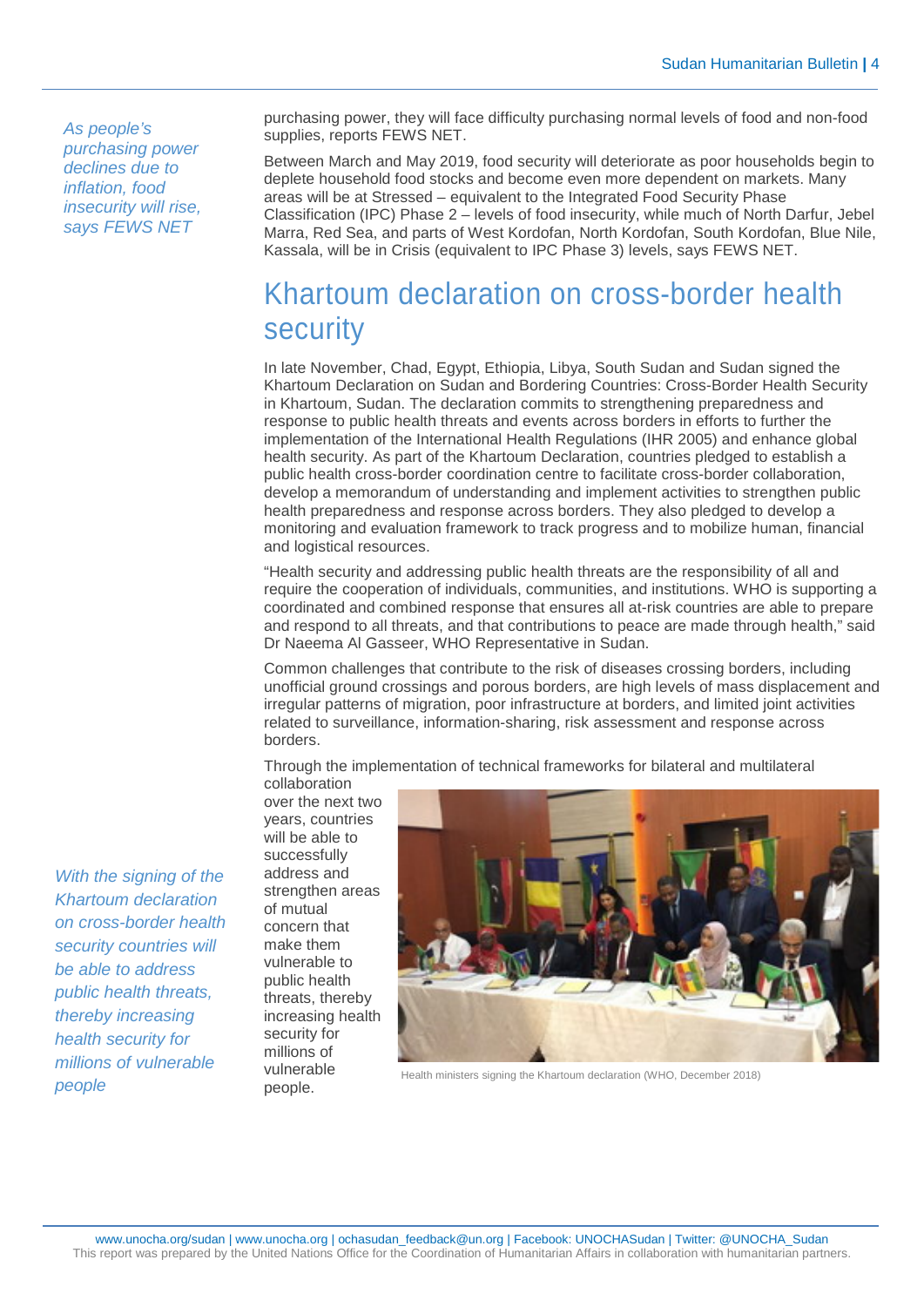*As people's purchasing power declines due to inflation, food insecurity will rise, says FEWS NET*

purchasing power, they will face difficulty purchasing normal levels of food and non-food supplies, reports FEWS NET.

Between March and May 2019, food security will deteriorate as poor households begin to deplete household food stocks and become even more dependent on markets. Many areas will be at Stressed – equivalent to the Integrated Food Security Phase Classification (IPC) Phase 2 – levels of food insecurity, while much of North Darfur, Jebel Marra, Red Sea, and parts of West Kordofan, North Kordofan, South Kordofan, Blue Nile, Kassala, will be in Crisis (equivalent to IPC Phase 3) levels, says FEWS NET.

# Khartoum declaration on cross-border health security

In late November, Chad, Egypt, Ethiopia, Libya, South Sudan and Sudan signed the Khartoum Declaration on Sudan and Bordering Countries: Cross-Border Health Security in Khartoum, Sudan. The declaration commits to strengthening preparedness and response to public health threats and events across borders in efforts to further the implementation of the International Health Regulations (IHR 2005) and enhance global health security. As part of the Khartoum Declaration, countries pledged to establish a public health cross-border coordination centre to facilitate cross-border collaboration, develop a memorandum of understanding and implement activities to strengthen public health preparedness and response across borders. They also pledged to develop a monitoring and evaluation framework to track progress and to mobilize human, financial and logistical resources.

"Health security and addressing public health threats are the responsibility of all and require the cooperation of individuals, communities, and institutions. WHO is supporting a coordinated and combined response that ensures all at-risk countries are able to prepare and respond to all threats, and that contributions to peace are made through health," said Dr Naeema Al Gasseer, WHO Representative in Sudan.

Common challenges that contribute to the risk of diseases crossing borders, including unofficial ground crossings and porous borders, are high levels of mass displacement and irregular patterns of migration, poor infrastructure at borders, and limited joint activities related to surveillance, information-sharing, risk assessment and response across borders.

*With the signing of the Khartoum declaration on cross-border health security countries will be able to address public health threats, thereby increasing health security for millions of vulnerable people*

Through the implementation of technical frameworks for bilateral and multilateral collaboration over the next two years, countries will be able to successfully address and strengthen areas of mutual concern that make them vulnerable to public health threats, thereby increasing health security for millions of vulnerable people.

Health ministers signing the Khartoum declaration (WHO, December 2018)

www.unocha.org/sudan | www.unocha.org | ochasudan_feedback@un.org | Facebook: UNOCHASudan | Twitter: @UNOCHA_Sudan
This report was prepared by the United Nations Office for the Coordination of Humanitarian Affairs in collaboration with humanitarian partners.